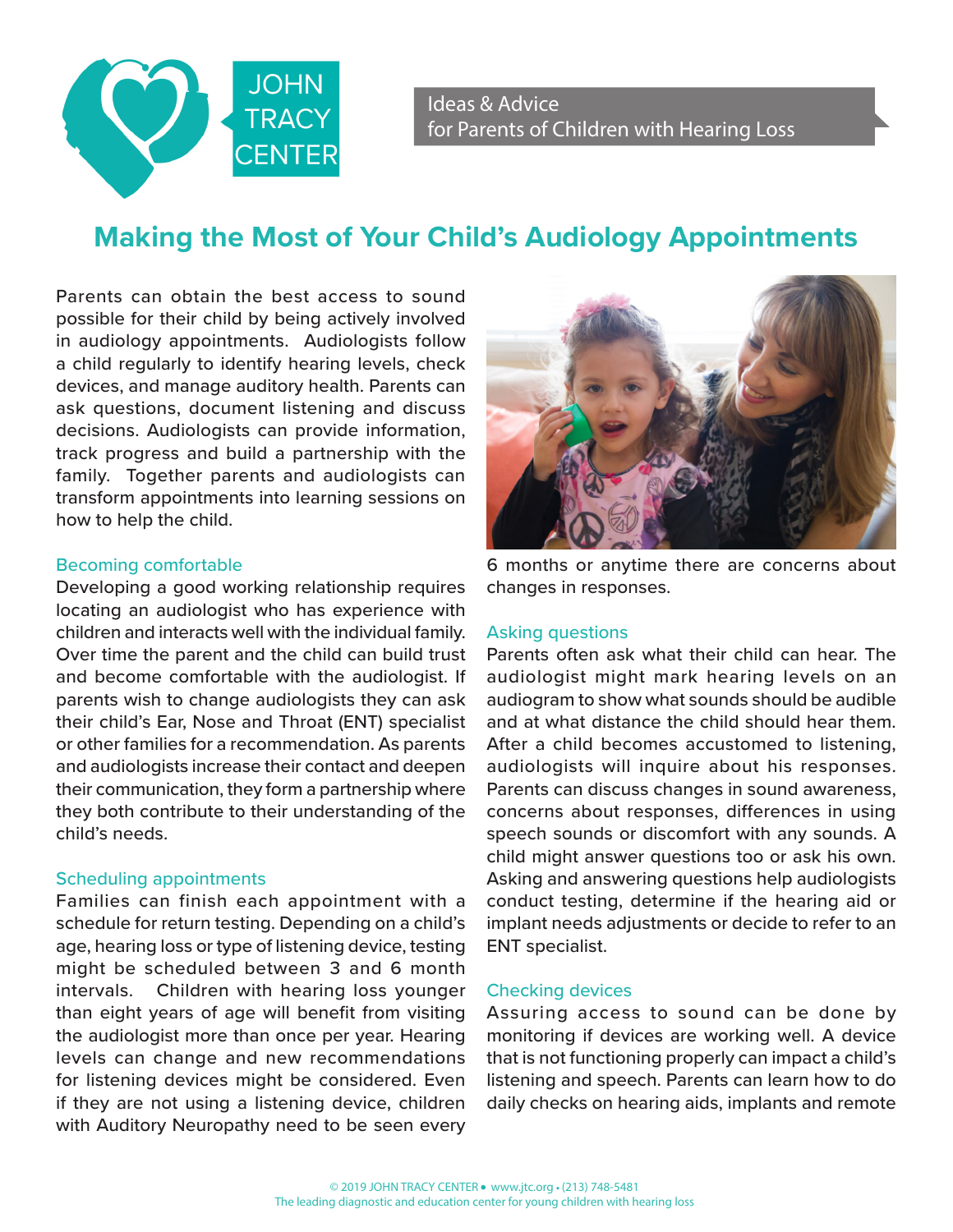JOHN TRACY CENTER

Ideas & Advice
for Parents of Children with Hearing Loss

# Making the Most of Your Child's Audiology Appointments

Parents can obtain the best access to sound possible for their child by being actively involved in audiology appointments. Audiologists follow a child regularly to identify hearing levels, check devices, and manage auditory health. Parents can ask questions, document listening and discuss decisions. Audiologists can provide information, track progress and build a partnership with the family. Together parents and audiologists can transform appointments into learning sessions on how to help the child.

## Becoming comfortable

Developing a good working relationship requires locating an audiologist who has experience with children and interacts well with the individual family. Over time the parent and the child can build trust and become comfortable with the audiologist. If parents wish to change audiologists they can ask their child's Ear, Nose and Throat (ENT) specialist or other families for a recommendation. As parents and audiologists increase their contact and deepen their communication, they form a partnership where they both contribute to their understanding of the child's needs.

## Scheduling appointments

Families can finish each appointment with a schedule for return testing. Depending on a child's age, hearing loss or type of listening device, testing might be scheduled between 3 and 6 month intervals. Children with hearing loss younger than eight years of age will benefit from visiting the audiologist more than once per year. Hearing levels can change and new recommendations for listening devices might be considered. Even if they are not using a listening device, children with Auditory Neuropathy need to be seen every 6 months or anytime there are concerns about changes in responses.

## Asking questions

Parents often ask what their child can hear. The audiologist might mark hearing levels on an audiogram to show what sounds should be audible and at what distance the child should hear them. After a child becomes accustomed to listening, audiologists will inquire about his responses. Parents can discuss changes in sound awareness, concerns about responses, differences in using speech sounds or discomfort with any sounds. A child might answer questions too or ask his own. Asking and answering questions help audiologists conduct testing, determine if the hearing aid or implant needs adjustments or decide to refer to an ENT specialist.

## Checking devices

Assuring access to sound can be done by monitoring if devices are working well. A device that is not functioning properly can impact a child's listening and speech. Parents can learn how to do daily checks on hearing aids, implants and remote

© 2019 JOHN TRACY CENTER • www.jtc.org • (213) 748-5481
The leading diagnostic and education center for young children with hearing loss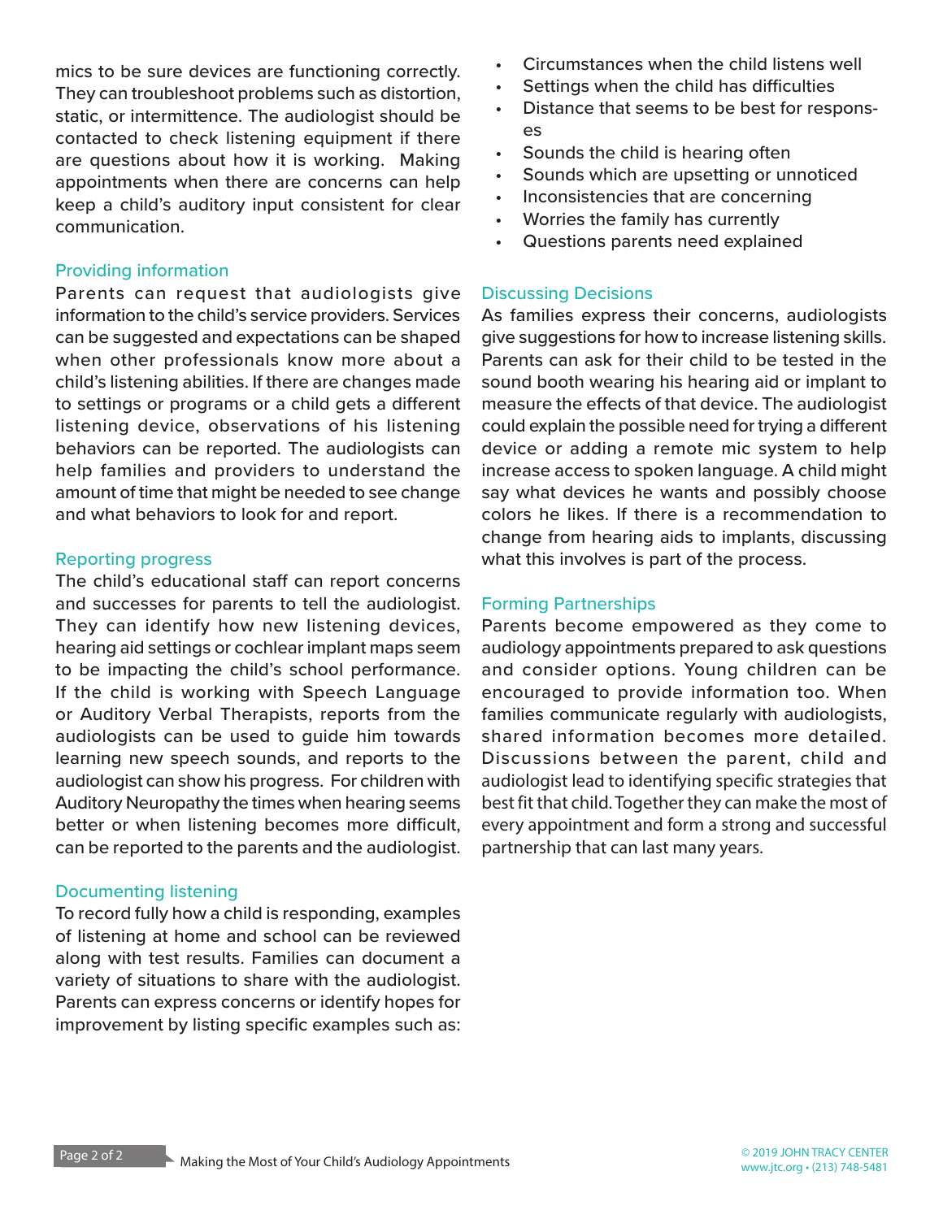mics to be sure devices are functioning correctly. They can troubleshoot problems such as distortion, static, or intermittence. The audiologist should be contacted to check listening equipment if there are questions about how it is working. Making appointments when there are concerns can help keep a child's auditory input consistent for clear communication.

## Providing information

Parents can request that audiologists give information to the child's service providers. Services can be suggested and expectations can be shaped when other professionals know more about a child's listening abilities. If there are changes made to settings or programs or a child gets a different listening device, observations of his listening behaviors can be reported. The audiologists can help families and providers to understand the amount of time that might be needed to see change and what behaviors to look for and report.

## Reporting progress

The child's educational staff can report concerns and successes for parents to tell the audiologist. They can identify how new listening devices, hearing aid settings or cochlear implant maps seem to be impacting the child's school performance. If the child is working with Speech Language or Auditory Verbal Therapists, reports from the audiologists can be used to guide him towards learning new speech sounds, and reports to the audiologist can show his progress. For children with Auditory Neuropathy the times when hearing seems better or when listening becomes more difficult, can be reported to the parents and the audiologist.

## Documenting listening

To record fully how a child is responding, examples of listening at home and school can be reviewed along with test results. Families can document a variety of situations to share with the audiologist. Parents can express concerns or identify hopes for improvement by listing specific examples such as:

- Circumstances when the child listens well
- Settings when the child has difficulties
- Distance that seems to be best for responses
- Sounds the child is hearing often
- Sounds which are upsetting or unnoticed
- Inconsistencies that are concerning
- Worries the family has currently
- Questions parents need explained

## Discussing Decisions

As families express their concerns, audiologists give suggestions for how to increase listening skills. Parents can ask for their child to be tested in the sound booth wearing his hearing aid or implant to measure the effects of that device. The audiologist could explain the possible need for trying a different device or adding a remote mic system to help increase access to spoken language. A child might say what devices he wants and possibly choose colors he likes. If there is a recommendation to change from hearing aids to implants, discussing what this involves is part of the process.

## Forming Partnerships

Parents become empowered as they come to audiology appointments prepared to ask questions and consider options. Young children can be encouraged to provide information too. When families communicate regularly with audiologists, shared information becomes more detailed. Discussions between the parent, child and audiologist lead to identifying specific strategies that best fit that child. Together they can make the most of every appointment and form a strong and successful partnership that can last many years.

© 2019 JOHN TRACY CENTER
www.jtc.org • (213) 748-5481